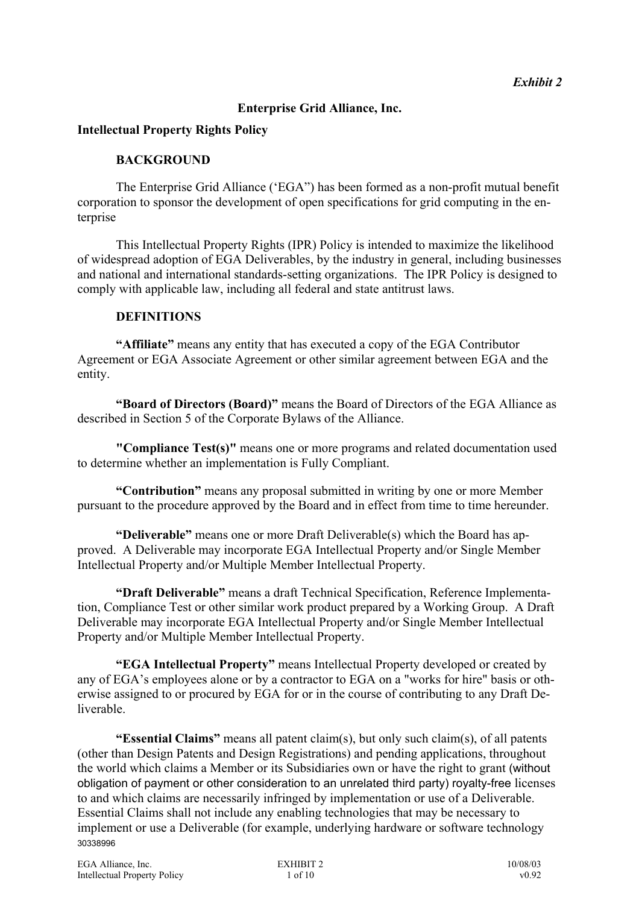*Exhibit 2*

**Enterprise Grid Alliance, Inc.**

**Intellectual Property Rights Policy**

**BACKGROUND**

The Enterprise Grid Alliance ('EGA") has been formed as a non-profit mutual benefit corporation to sponsor the development of open specifications for grid computing in the enterprise

This Intellectual Property Rights (IPR) Policy is intended to maximize the likelihood of widespread adoption of EGA Deliverables, by the industry in general, including businesses and national and international standards-setting organizations. The IPR Policy is designed to comply with applicable law, including all federal and state antitrust laws.

**DEFINITIONS**

**"Affiliate"** means any entity that has executed a copy of the EGA Contributor Agreement or EGA Associate Agreement or other similar agreement between EGA and the entity.

**"Board of Directors (Board)"** means the Board of Directors of the EGA Alliance as described in Section 5 of the Corporate Bylaws of the Alliance.

**"Compliance Test(s)"** means one or more programs and related documentation used to determine whether an implementation is Fully Compliant.

**"Contribution"** means any proposal submitted in writing by one or more Member pursuant to the procedure approved by the Board and in effect from time to time hereunder.

**"Deliverable"** means one or more Draft Deliverable(s) which the Board has approved. A Deliverable may incorporate EGA Intellectual Property and/or Single Member Intellectual Property and/or Multiple Member Intellectual Property.

**"Draft Deliverable"** means a draft Technical Specification, Reference Implementation, Compliance Test or other similar work product prepared by a Working Group. A Draft Deliverable may incorporate EGA Intellectual Property and/or Single Member Intellectual Property and/or Multiple Member Intellectual Property.

**"EGA Intellectual Property"** means Intellectual Property developed or created by any of EGA's employees alone or by a contractor to EGA on a "works for hire" basis or otherwise assigned to or procured by EGA for or in the course of contributing to any Draft Deliverable.

**"Essential Claims"** means all patent claim(s), but only such claim(s), of all patents (other than Design Patents and Design Registrations) and pending applications, throughout the world which claims a Member or its Subsidiaries own or have the right to grant (without obligation of payment or other consideration to an unrelated third party) royalty-free licenses to and which claims are necessarily infringed by implementation or use of a Deliverable. Essential Claims shall not include any enabling technologies that may be necessary to implement or use a Deliverable (for example, underlying hardware or software technology

30338996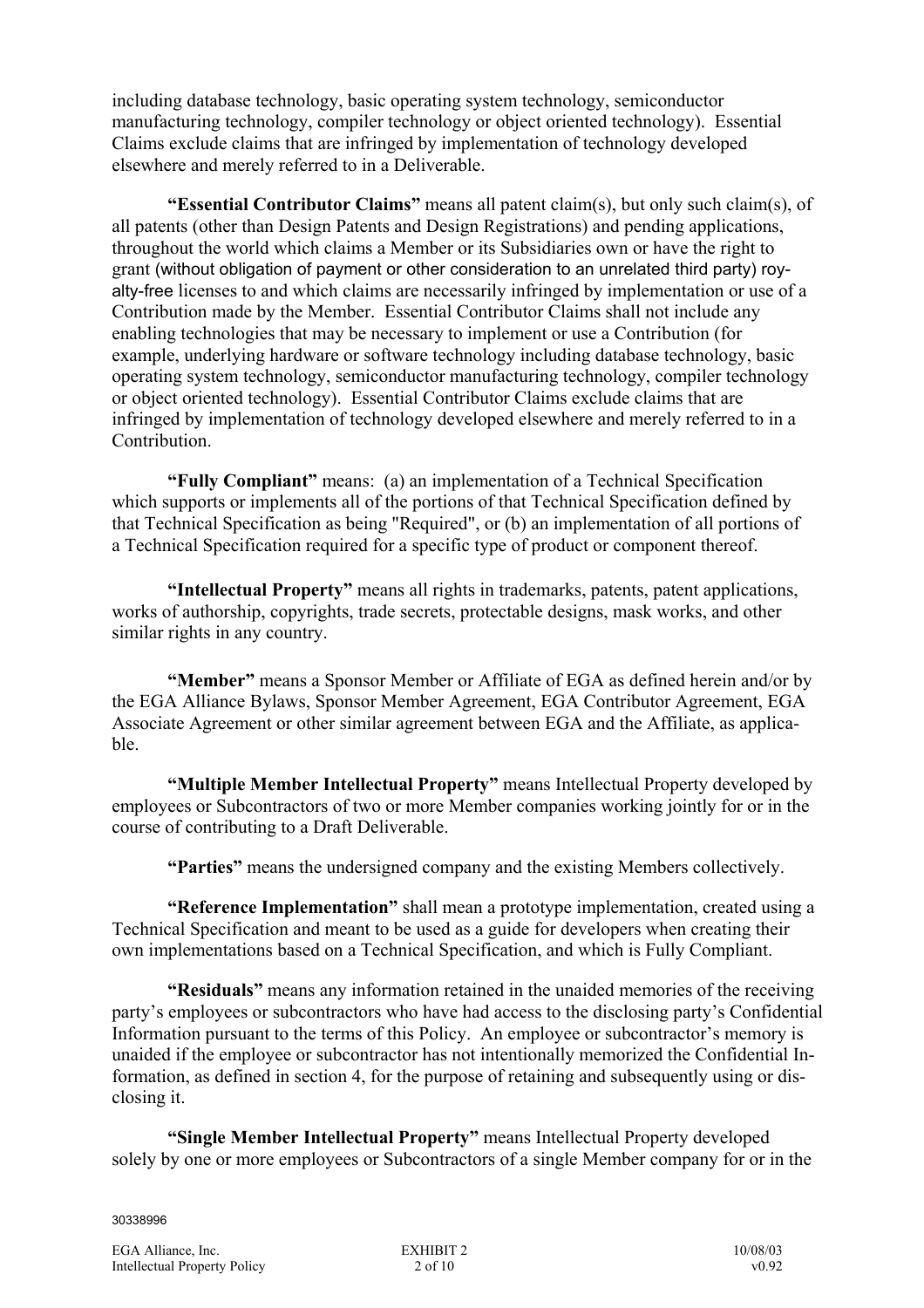including database technology, basic operating system technology, semiconductor manufacturing technology, compiler technology or object oriented technology). Essential Claims exclude claims that are infringed by implementation of technology developed elsewhere and merely referred to in a Deliverable.

**"Essential Contributor Claims"** means all patent claim(s), but only such claim(s), of all patents (other than Design Patents and Design Registrations) and pending applications, throughout the world which claims a Member or its Subsidiaries own or have the right to grant (without obligation of payment or other consideration to an unrelated third party) royalty-free licenses to and which claims are necessarily infringed by implementation or use of a Contribution made by the Member. Essential Contributor Claims shall not include any enabling technologies that may be necessary to implement or use a Contribution (for example, underlying hardware or software technology including database technology, basic operating system technology, semiconductor manufacturing technology, compiler technology or object oriented technology). Essential Contributor Claims exclude claims that are infringed by implementation of technology developed elsewhere and merely referred to in a Contribution.

**"Fully Compliant"** means: (a) an implementation of a Technical Specification which supports or implements all of the portions of that Technical Specification defined by that Technical Specification as being "Required", or (b) an implementation of all portions of a Technical Specification required for a specific type of product or component thereof.

**"Intellectual Property"** means all rights in trademarks, patents, patent applications, works of authorship, copyrights, trade secrets, protectable designs, mask works, and other similar rights in any country.

**"Member"** means a Sponsor Member or Affiliate of EGA as defined herein and/or by the EGA Alliance Bylaws, Sponsor Member Agreement, EGA Contributor Agreement, EGA Associate Agreement or other similar agreement between EGA and the Affiliate, as applicable.

**"Multiple Member Intellectual Property"** means Intellectual Property developed by employees or Subcontractors of two or more Member companies working jointly for or in the course of contributing to a Draft Deliverable.

**"Parties"** means the undersigned company and the existing Members collectively.

**"Reference Implementation"** shall mean a prototype implementation, created using a Technical Specification and meant to be used as a guide for developers when creating their own implementations based on a Technical Specification, and which is Fully Compliant.

**"Residuals"** means any information retained in the unaided memories of the receiving party's employees or subcontractors who have had access to the disclosing party's Confidential Information pursuant to the terms of this Policy. An employee or subcontractor's memory is unaided if the employee or subcontractor has not intentionally memorized the Confidential Information, as defined in section 4, for the purpose of retaining and subsequently using or disclosing it.

**"Single Member Intellectual Property"** means Intellectual Property developed solely by one or more employees or Subcontractors of a single Member company for or in the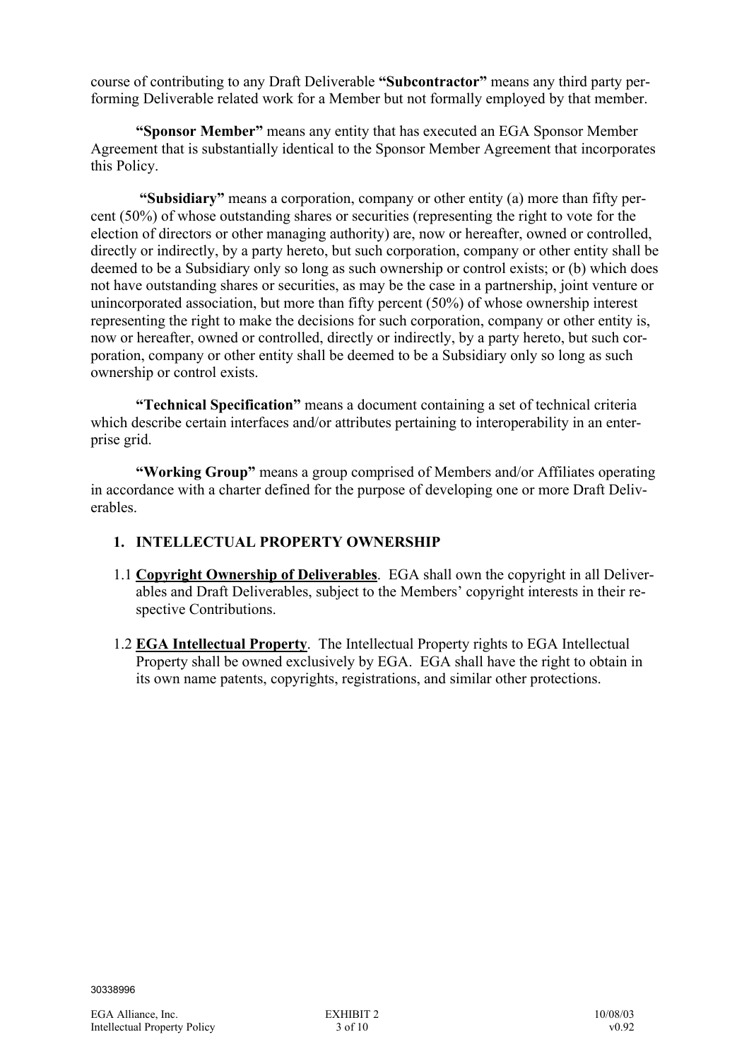course of contributing to any Draft Deliverable **"Subcontractor"** means any third party performing Deliverable related work for a Member but not formally employed by that member.

**"Sponsor Member"** means any entity that has executed an EGA Sponsor Member Agreement that is substantially identical to the Sponsor Member Agreement that incorporates this Policy.

**"Subsidiary"** means a corporation, company or other entity (a) more than fifty percent (50%) of whose outstanding shares or securities (representing the right to vote for the election of directors or other managing authority) are, now or hereafter, owned or controlled, directly or indirectly, by a party hereto, but such corporation, company or other entity shall be deemed to be a Subsidiary only so long as such ownership or control exists; or (b) which does not have outstanding shares or securities, as may be the case in a partnership, joint venture or unincorporated association, but more than fifty percent (50%) of whose ownership interest representing the right to make the decisions for such corporation, company or other entity is, now or hereafter, owned or controlled, directly or indirectly, by a party hereto, but such corporation, company or other entity shall be deemed to be a Subsidiary only so long as such ownership or control exists.

**"Technical Specification"** means a document containing a set of technical criteria which describe certain interfaces and/or attributes pertaining to interoperability in an enterprise grid.

**"Working Group"** means a group comprised of Members and/or Affiliates operating in accordance with a charter defined for the purpose of developing one or more Draft Deliverables.

## 1. INTELLECTUAL PROPERTY OWNERSHIP

1.1 **Copyright Ownership of Deliverables**. EGA shall own the copyright in all Deliverables and Draft Deliverables, subject to the Members' copyright interests in their respective Contributions.

1.2 **EGA Intellectual Property**. The Intellectual Property rights to EGA Intellectual Property shall be owned exclusively by EGA. EGA shall have the right to obtain in its own name patents, copyrights, registrations, and similar other protections.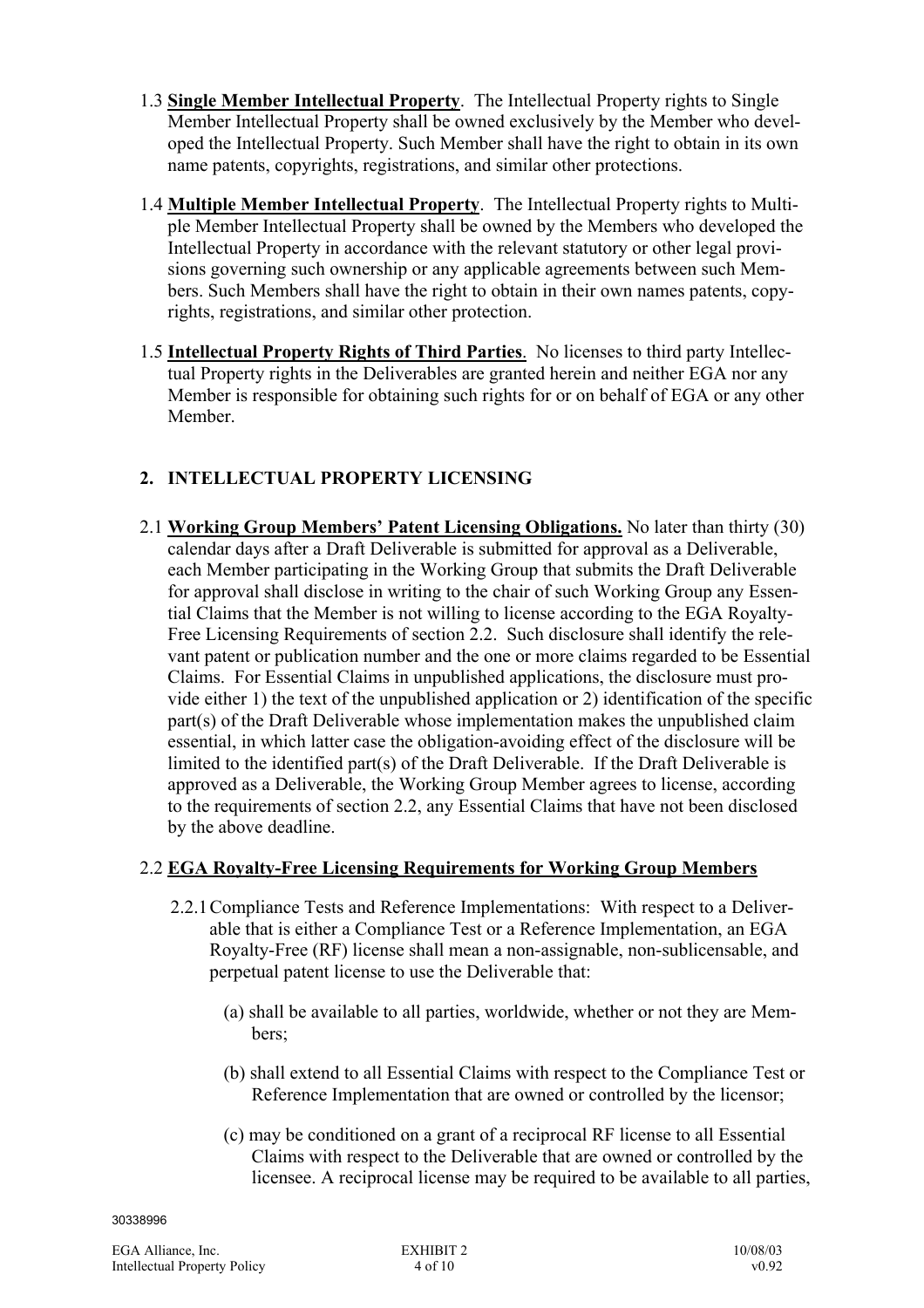1.3 **Single Member Intellectual Property**. The Intellectual Property rights to Single Member Intellectual Property shall be owned exclusively by the Member who developed the Intellectual Property. Such Member shall have the right to obtain in its own name patents, copyrights, registrations, and similar other protections.

1.4 **Multiple Member Intellectual Property**. The Intellectual Property rights to Multiple Member Intellectual Property shall be owned by the Members who developed the Intellectual Property in accordance with the relevant statutory or other legal provisions governing such ownership or any applicable agreements between such Members. Such Members shall have the right to obtain in their own names patents, copyrights, registrations, and similar other protection.

1.5 **Intellectual Property Rights of Third Parties**. No licenses to third party Intellectual Property rights in the Deliverables are granted herein and neither EGA nor any Member is responsible for obtaining such rights for or on behalf of EGA or any other Member.

## 2. INTELLECTUAL PROPERTY LICENSING

2.1 **Working Group Members' Patent Licensing Obligations.** No later than thirty (30) calendar days after a Draft Deliverable is submitted for approval as a Deliverable, each Member participating in the Working Group that submits the Draft Deliverable for approval shall disclose in writing to the chair of such Working Group any Essential Claims that the Member is not willing to license according to the EGA Royalty-Free Licensing Requirements of section 2.2. Such disclosure shall identify the relevant patent or publication number and the one or more claims regarded to be Essential Claims. For Essential Claims in unpublished applications, the disclosure must provide either 1) the text of the unpublished application or 2) identification of the specific part(s) of the Draft Deliverable whose implementation makes the unpublished claim essential, in which latter case the obligation-avoiding effect of the disclosure will be limited to the identified part(s) of the Draft Deliverable. If the Draft Deliverable is approved as a Deliverable, the Working Group Member agrees to license, according to the requirements of section 2.2, any Essential Claims that have not been disclosed by the above deadline.

2.2 **EGA Royalty-Free Licensing Requirements for Working Group Members**

2.2.1 Compliance Tests and Reference Implementations: With respect to a Deliverable that is either a Compliance Test or a Reference Implementation, an EGA Royalty-Free (RF) license shall mean a non-assignable, non-sublicensable, and perpetual patent license to use the Deliverable that:

(a) shall be available to all parties, worldwide, whether or not they are Members;

(b) shall extend to all Essential Claims with respect to the Compliance Test or Reference Implementation that are owned or controlled by the licensor;

(c) may be conditioned on a grant of a reciprocal RF license to all Essential Claims with respect to the Deliverable that are owned or controlled by the licensee. A reciprocal license may be required to be available to all parties,

30338996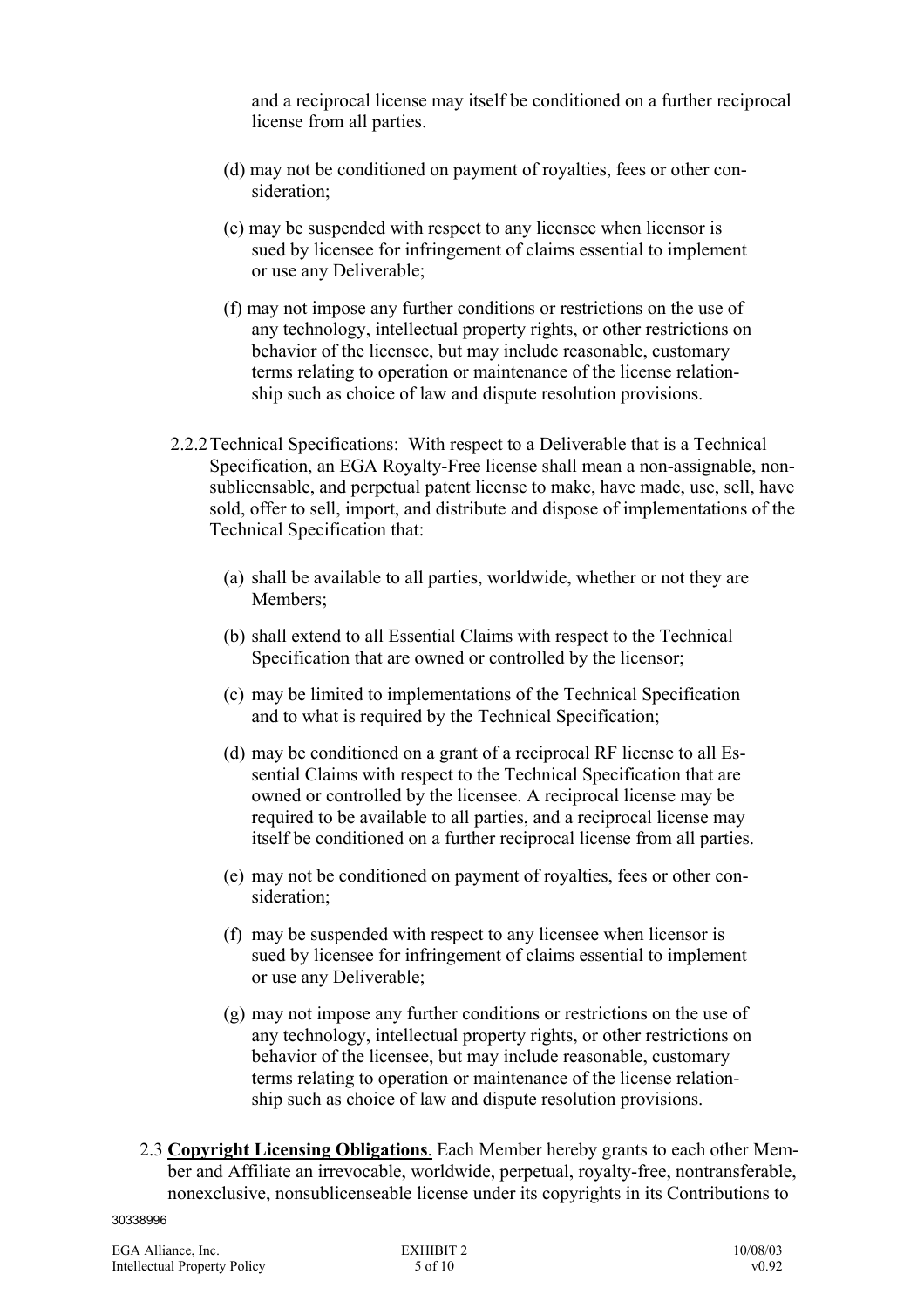and a reciprocal license may itself be conditioned on a further reciprocal license from all parties.

(d) may not be conditioned on payment of royalties, fees or other consideration;

(e) may be suspended with respect to any licensee when licensor is sued by licensee for infringement of claims essential to implement or use any Deliverable;

(f) may not impose any further conditions or restrictions on the use of any technology, intellectual property rights, or other restrictions on behavior of the licensee, but may include reasonable, customary terms relating to operation or maintenance of the license relationship such as choice of law and dispute resolution provisions.

2.2.2 Technical Specifications: With respect to a Deliverable that is a Technical Specification, an EGA Royalty-Free license shall mean a non-assignable, non-sublicensable, and perpetual patent license to make, have made, use, sell, have sold, offer to sell, import, and distribute and dispose of implementations of the Technical Specification that:

(a) shall be available to all parties, worldwide, whether or not they are Members;

(b) shall extend to all Essential Claims with respect to the Technical Specification that are owned or controlled by the licensor;

(c) may be limited to implementations of the Technical Specification and to what is required by the Technical Specification;

(d) may be conditioned on a grant of a reciprocal RF license to all Essential Claims with respect to the Technical Specification that are owned or controlled by the licensee. A reciprocal license may be required to be available to all parties, and a reciprocal license may itself be conditioned on a further reciprocal license from all parties.

(e) may not be conditioned on payment of royalties, fees or other consideration;

(f) may be suspended with respect to any licensee when licensor is sued by licensee for infringement of claims essential to implement or use any Deliverable;

(g) may not impose any further conditions or restrictions on the use of any technology, intellectual property rights, or other restrictions on behavior of the licensee, but may include reasonable, customary terms relating to operation or maintenance of the license relationship such as choice of law and dispute resolution provisions.

2.3 **Copyright Licensing Obligations**. Each Member hereby grants to each other Member and Affiliate an irrevocable, worldwide, perpetual, royalty-free, nontransferable, nonexclusive, nonsublicenseable license under its copyrights in its Contributions to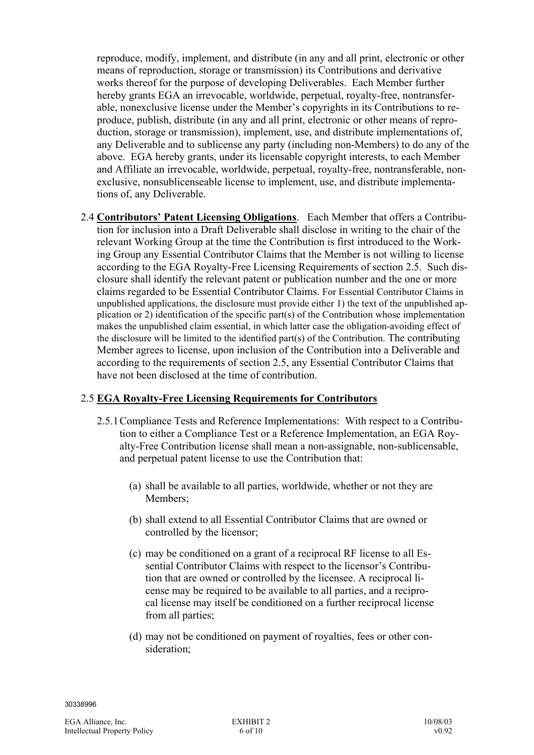reproduce, modify, implement, and distribute (in any and all print, electronic or other means of reproduction, storage or transmission) its Contributions and derivative works thereof for the purpose of developing Deliverables. Each Member further hereby grants EGA an irrevocable, worldwide, perpetual, royalty-free, nontransferable, nonexclusive license under the Member's copyrights in its Contributions to reproduce, publish, distribute (in any and all print, electronic or other means of reproduction, storage or transmission), implement, use, and distribute implementations of, any Deliverable and to sublicense any party (including non-Members) to do any of the above. EGA hereby grants, under its licensable copyright interests, to each Member and Affiliate an irrevocable, worldwide, perpetual, royalty-free, nontransferable, nonexclusive, nonsublicenseable license to implement, use, and distribute implementations of, any Deliverable.

2.4 **Contributors' Patent Licensing Obligations**. Each Member that offers a Contribution for inclusion into a Draft Deliverable shall disclose in writing to the chair of the relevant Working Group at the time the Contribution is first introduced to the Working Group any Essential Contributor Claims that the Member is not willing to license according to the EGA Royalty-Free Licensing Requirements of section 2.5. Such disclosure shall identify the relevant patent or publication number and the one or more claims regarded to be Essential Contributor Claims. For Essential Contributor Claims in unpublished applications, the disclosure must provide either 1) the text of the unpublished application or 2) identification of the specific part(s) of the Contribution whose implementation makes the unpublished claim essential, in which latter case the obligation-avoiding effect of the disclosure will be limited to the identified part(s) of the Contribution. The contributing Member agrees to license, upon inclusion of the Contribution into a Deliverable and according to the requirements of section 2.5, any Essential Contributor Claims that have not been disclosed at the time of contribution.

## 2.5 **EGA Royalty-Free Licensing Requirements for Contributors**

2.5.1 Compliance Tests and Reference Implementations: With respect to a Contribution to either a Compliance Test or a Reference Implementation, an EGA Royalty-Free Contribution license shall mean a non-assignable, non-sublicensable, and perpetual patent license to use the Contribution that:

(a) shall be available to all parties, worldwide, whether or not they are Members;

(b) shall extend to all Essential Contributor Claims that are owned or controlled by the licensor;

(c) may be conditioned on a grant of a reciprocal RF license to all Essential Contributor Claims with respect to the licensor's Contribution that are owned or controlled by the licensee. A reciprocal license may be required to be available to all parties, and a reciprocal license may itself be conditioned on a further reciprocal license from all parties;

(d) may not be conditioned on payment of royalties, fees or other consideration;

30338996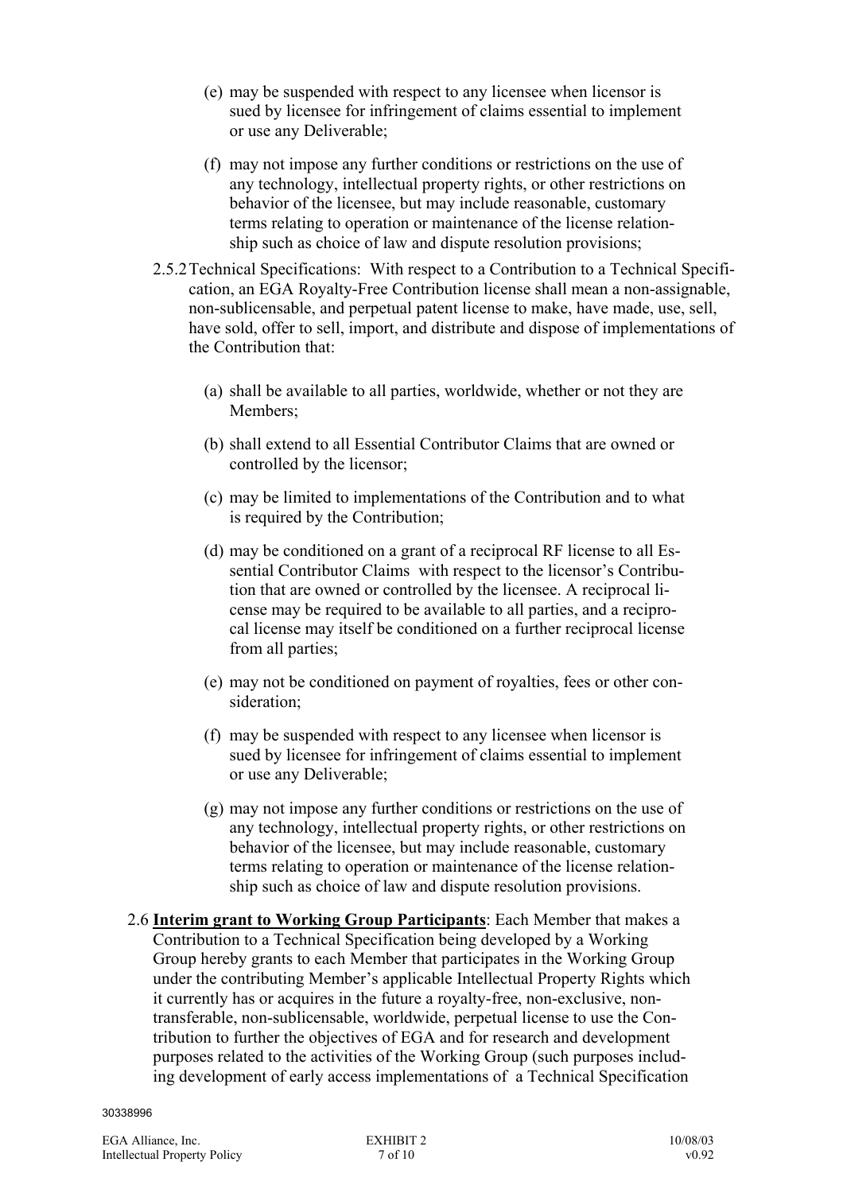(e) may be suspended with respect to any licensee when licensor is sued by licensee for infringement of claims essential to implement or use any Deliverable;

(f) may not impose any further conditions or restrictions on the use of any technology, intellectual property rights, or other restrictions on behavior of the licensee, but may include reasonable, customary terms relating to operation or maintenance of the license relationship such as choice of law and dispute resolution provisions;

2.5.2 Technical Specifications: With respect to a Contribution to a Technical Specification, an EGA Royalty-Free Contribution license shall mean a non-assignable, non-sublicensable, and perpetual patent license to make, have made, use, sell, have sold, offer to sell, import, and distribute and dispose of implementations of the Contribution that:

(a) shall be available to all parties, worldwide, whether or not they are Members;

(b) shall extend to all Essential Contributor Claims that are owned or controlled by the licensor;

(c) may be limited to implementations of the Contribution and to what is required by the Contribution;

(d) may be conditioned on a grant of a reciprocal RF license to all Essential Contributor Claims with respect to the licensor's Contribution that are owned or controlled by the licensee. A reciprocal license may be required to be available to all parties, and a reciprocal license may itself be conditioned on a further reciprocal license from all parties;

(e) may not be conditioned on payment of royalties, fees or other consideration;

(f) may be suspended with respect to any licensee when licensor is sued by licensee for infringement of claims essential to implement or use any Deliverable;

(g) may not impose any further conditions or restrictions on the use of any technology, intellectual property rights, or other restrictions on behavior of the licensee, but may include reasonable, customary terms relating to operation or maintenance of the license relationship such as choice of law and dispute resolution provisions.

2.6 **Interim grant to Working Group Participants**: Each Member that makes a Contribution to a Technical Specification being developed by a Working Group hereby grants to each Member that participates in the Working Group under the contributing Member's applicable Intellectual Property Rights which it currently has or acquires in the future a royalty-free, non-exclusive, non-transferable, non-sublicensable, worldwide, perpetual license to use the Contribution to further the objectives of EGA and for research and development purposes related to the activities of the Working Group (such purposes including development of early access implementations of a Technical Specification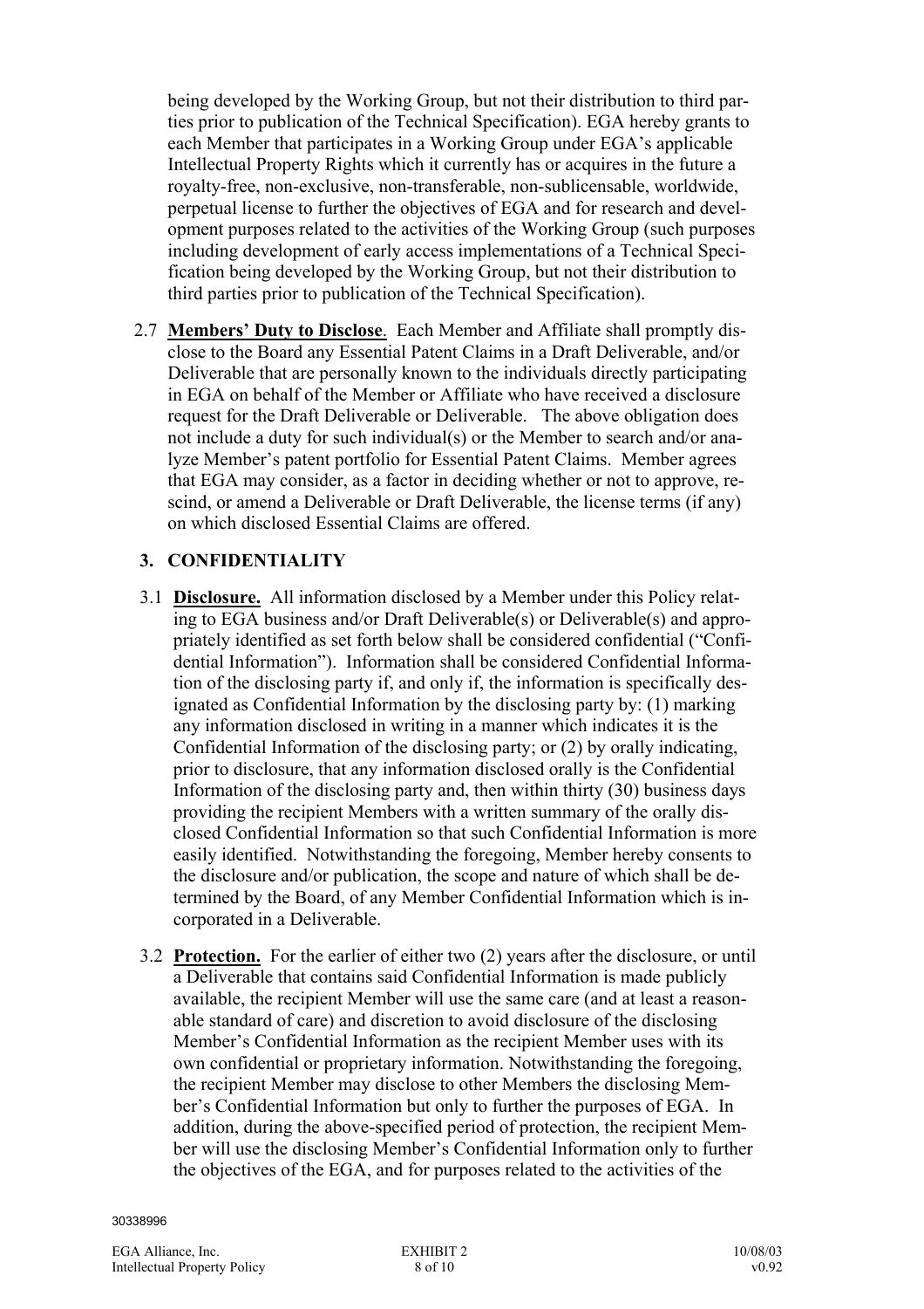being developed by the Working Group, but not their distribution to third parties prior to publication of the Technical Specification). EGA hereby grants to each Member that participates in a Working Group under EGA's applicable Intellectual Property Rights which it currently has or acquires in the future a royalty-free, non-exclusive, non-transferable, non-sublicensable, worldwide, perpetual license to further the objectives of EGA and for research and development purposes related to the activities of the Working Group (such purposes including development of early access implementations of a Technical Specification being developed by the Working Group, but not their distribution to third parties prior to publication of the Technical Specification).

2.7 **Members' Duty to Disclose**. Each Member and Affiliate shall promptly disclose to the Board any Essential Patent Claims in a Draft Deliverable, and/or Deliverable that are personally known to the individuals directly participating in EGA on behalf of the Member or Affiliate who have received a disclosure request for the Draft Deliverable or Deliverable. The above obligation does not include a duty for such individual(s) or the Member to search and/or analyze Member's patent portfolio for Essential Patent Claims. Member agrees that EGA may consider, as a factor in deciding whether or not to approve, rescind, or amend a Deliverable or Draft Deliverable, the license terms (if any) on which disclosed Essential Claims are offered.

## 3. CONFIDENTIALITY

3.1 **Disclosure.** All information disclosed by a Member under this Policy relating to EGA business and/or Draft Deliverable(s) or Deliverable(s) and appropriately identified as set forth below shall be considered confidential ("Confidential Information"). Information shall be considered Confidential Information of the disclosing party if, and only if, the information is specifically designated as Confidential Information by the disclosing party by: (1) marking any information disclosed in writing in a manner which indicates it is the Confidential Information of the disclosing party; or (2) by orally indicating, prior to disclosure, that any information disclosed orally is the Confidential Information of the disclosing party and, then within thirty (30) business days providing the recipient Members with a written summary of the orally disclosed Confidential Information so that such Confidential Information is more easily identified. Notwithstanding the foregoing, Member hereby consents to the disclosure and/or publication, the scope and nature of which shall be determined by the Board, of any Member Confidential Information which is incorporated in a Deliverable.

3.2 **Protection.** For the earlier of either two (2) years after the disclosure, or until a Deliverable that contains said Confidential Information is made publicly available, the recipient Member will use the same care (and at least a reasonable standard of care) and discretion to avoid disclosure of the disclosing Member's Confidential Information as the recipient Member uses with its own confidential or proprietary information. Notwithstanding the foregoing, the recipient Member may disclose to other Members the disclosing Member's Confidential Information but only to further the purposes of EGA. In addition, during the above-specified period of protection, the recipient Member will use the disclosing Member's Confidential Information only to further the objectives of the EGA, and for purposes related to the activities of the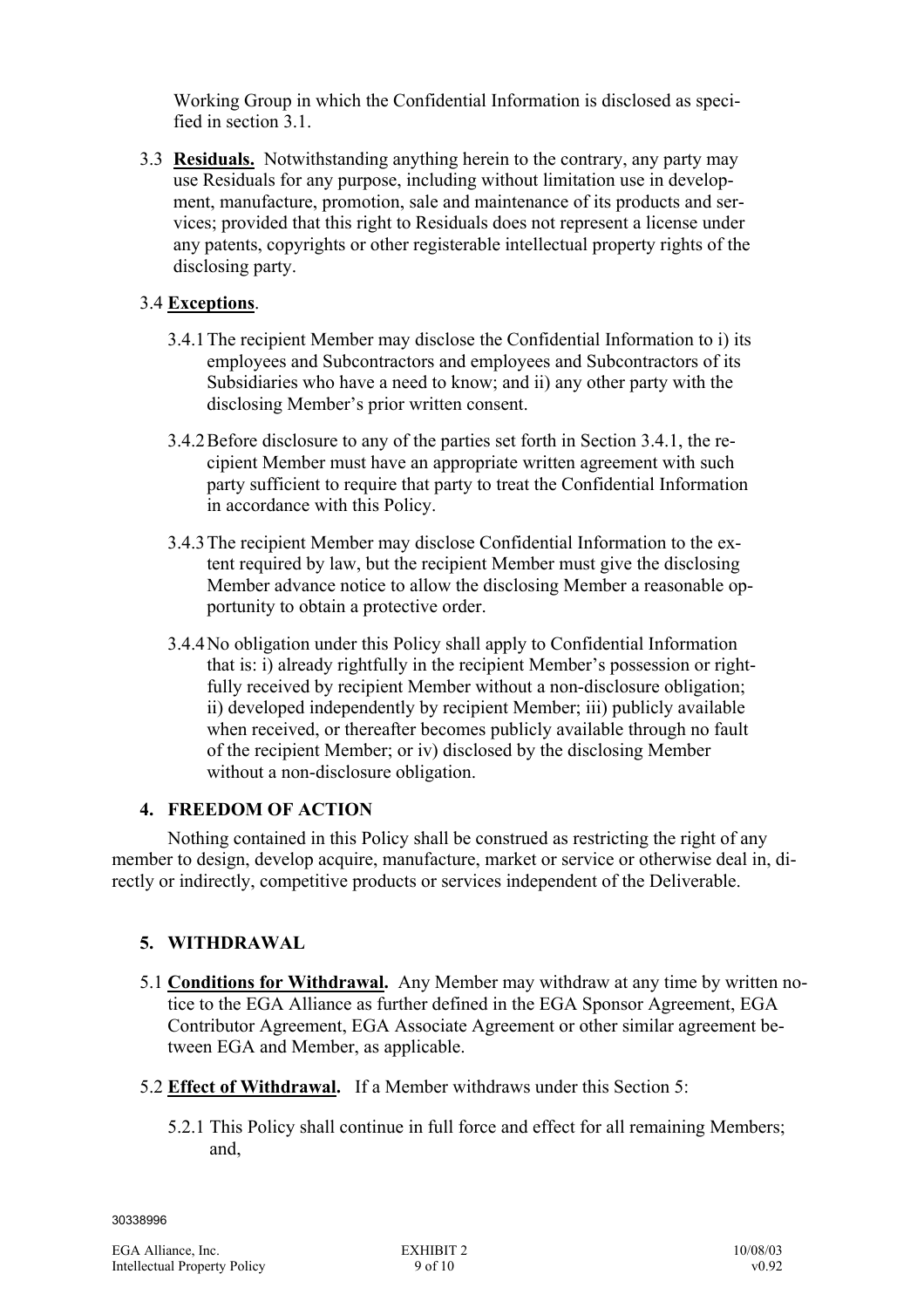Working Group in which the Confidential Information is disclosed as specified in section 3.1.

3.3 **Residuals.** Notwithstanding anything herein to the contrary, any party may use Residuals for any purpose, including without limitation use in development, manufacture, promotion, sale and maintenance of its products and services; provided that this right to Residuals does not represent a license under any patents, copyrights or other registerable intellectual property rights of the disclosing party.

3.4 **Exceptions**.

3.4.1 The recipient Member may disclose the Confidential Information to i) its employees and Subcontractors and employees and Subcontractors of its Subsidiaries who have a need to know; and ii) any other party with the disclosing Member's prior written consent.

3.4.2 Before disclosure to any of the parties set forth in Section 3.4.1, the recipient Member must have an appropriate written agreement with such party sufficient to require that party to treat the Confidential Information in accordance with this Policy.

3.4.3 The recipient Member may disclose Confidential Information to the extent required by law, but the recipient Member must give the disclosing Member advance notice to allow the disclosing Member a reasonable opportunity to obtain a protective order.

3.4.4 No obligation under this Policy shall apply to Confidential Information that is: i) already rightfully in the recipient Member's possession or rightfully received by recipient Member without a non-disclosure obligation; ii) developed independently by recipient Member; iii) publicly available when received, or thereafter becomes publicly available through no fault of the recipient Member; or iv) disclosed by the disclosing Member without a non-disclosure obligation.

## 4. FREEDOM OF ACTION

Nothing contained in this Policy shall be construed as restricting the right of any member to design, develop acquire, manufacture, market or service or otherwise deal in, directly or indirectly, competitive products or services independent of the Deliverable.

## 5. WITHDRAWAL

5.1 **Conditions for Withdrawal.** Any Member may withdraw at any time by written notice to the EGA Alliance as further defined in the EGA Sponsor Agreement, EGA Contributor Agreement, EGA Associate Agreement or other similar agreement between EGA and Member, as applicable.

5.2 **Effect of Withdrawal.** If a Member withdraws under this Section 5:

5.2.1 This Policy shall continue in full force and effect for all remaining Members; and,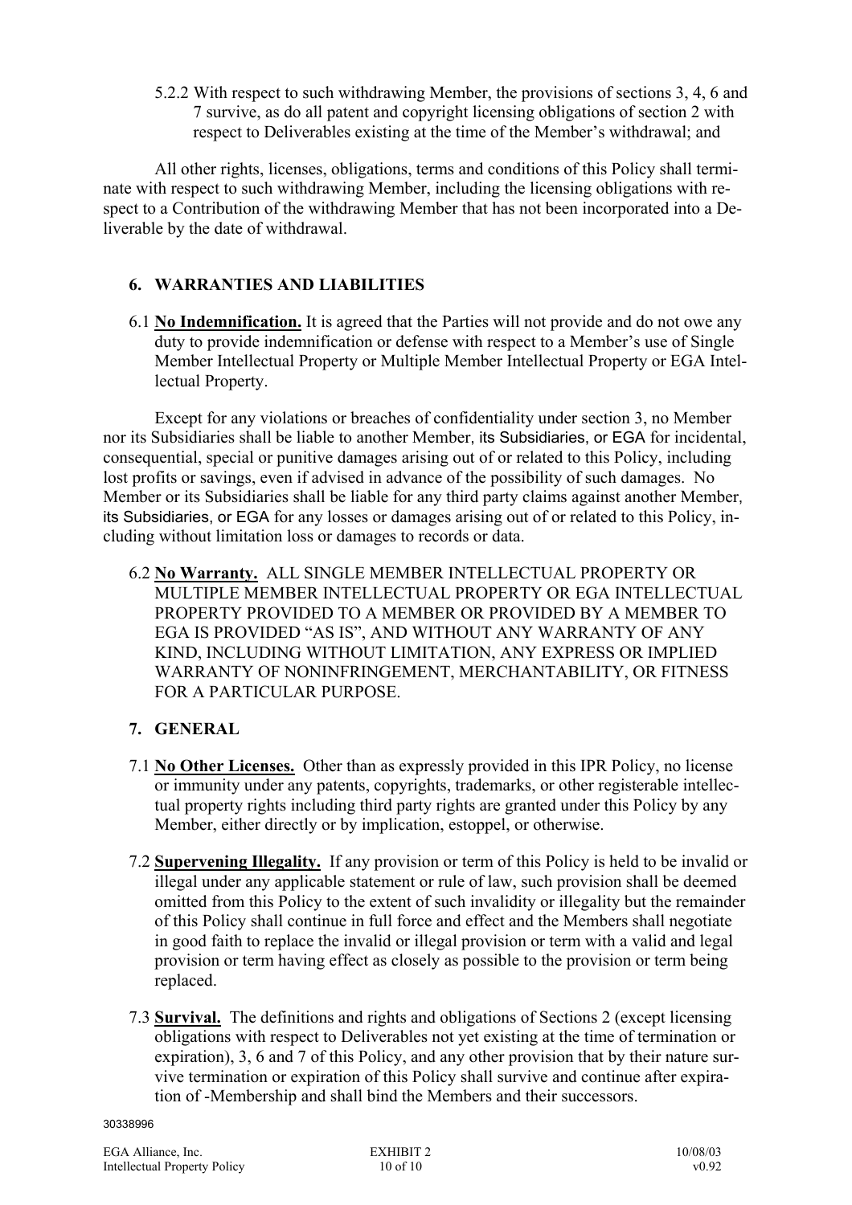5.2.2 With respect to such withdrawing Member, the provisions of sections 3, 4, 6 and 7 survive, as do all patent and copyright licensing obligations of section 2 with respect to Deliverables existing at the time of the Member's withdrawal; and

All other rights, licenses, obligations, terms and conditions of this Policy shall terminate with respect to such withdrawing Member, including the licensing obligations with respect to a Contribution of the withdrawing Member that has not been incorporated into a Deliverable by the date of withdrawal.

## 6. WARRANTIES AND LIABILITIES

6.1 **No Indemnification.** It is agreed that the Parties will not provide and do not owe any duty to provide indemnification or defense with respect to a Member's use of Single Member Intellectual Property or Multiple Member Intellectual Property or EGA Intellectual Property.

Except for any violations or breaches of confidentiality under section 3, no Member nor its Subsidiaries shall be liable to another Member, its Subsidiaries, or EGA for incidental, consequential, special or punitive damages arising out of or related to this Policy, including lost profits or savings, even if advised in advance of the possibility of such damages. No Member or its Subsidiaries shall be liable for any third party claims against another Member, its Subsidiaries, or EGA for any losses or damages arising out of or related to this Policy, including without limitation loss or damages to records or data.

6.2 **No Warranty.** ALL SINGLE MEMBER INTELLECTUAL PROPERTY OR MULTIPLE MEMBER INTELLECTUAL PROPERTY OR EGA INTELLECTUAL PROPERTY PROVIDED TO A MEMBER OR PROVIDED BY A MEMBER TO EGA IS PROVIDED "AS IS", AND WITHOUT ANY WARRANTY OF ANY KIND, INCLUDING WITHOUT LIMITATION, ANY EXPRESS OR IMPLIED WARRANTY OF NONINFRINGEMENT, MERCHANTABILITY, OR FITNESS FOR A PARTICULAR PURPOSE.

## 7. GENERAL

7.1 **No Other Licenses.** Other than as expressly provided in this IPR Policy, no license or immunity under any patents, copyrights, trademarks, or other registerable intellectual property rights including third party rights are granted under this Policy by any Member, either directly or by implication, estoppel, or otherwise.

7.2 **Supervening Illegality.** If any provision or term of this Policy is held to be invalid or illegal under any applicable statement or rule of law, such provision shall be deemed omitted from this Policy to the extent of such invalidity or illegality but the remainder of this Policy shall continue in full force and effect and the Members shall negotiate in good faith to replace the invalid or illegal provision or term with a valid and legal provision or term having effect as closely as possible to the provision or term being replaced.

7.3 **Survival.** The definitions and rights and obligations of Sections 2 (except licensing obligations with respect to Deliverables not yet existing at the time of termination or expiration), 3, 6 and 7 of this Policy, and any other provision that by their nature survive termination or expiration of this Policy shall survive and continue after expiration of -Membership and shall bind the Members and their successors.

30338996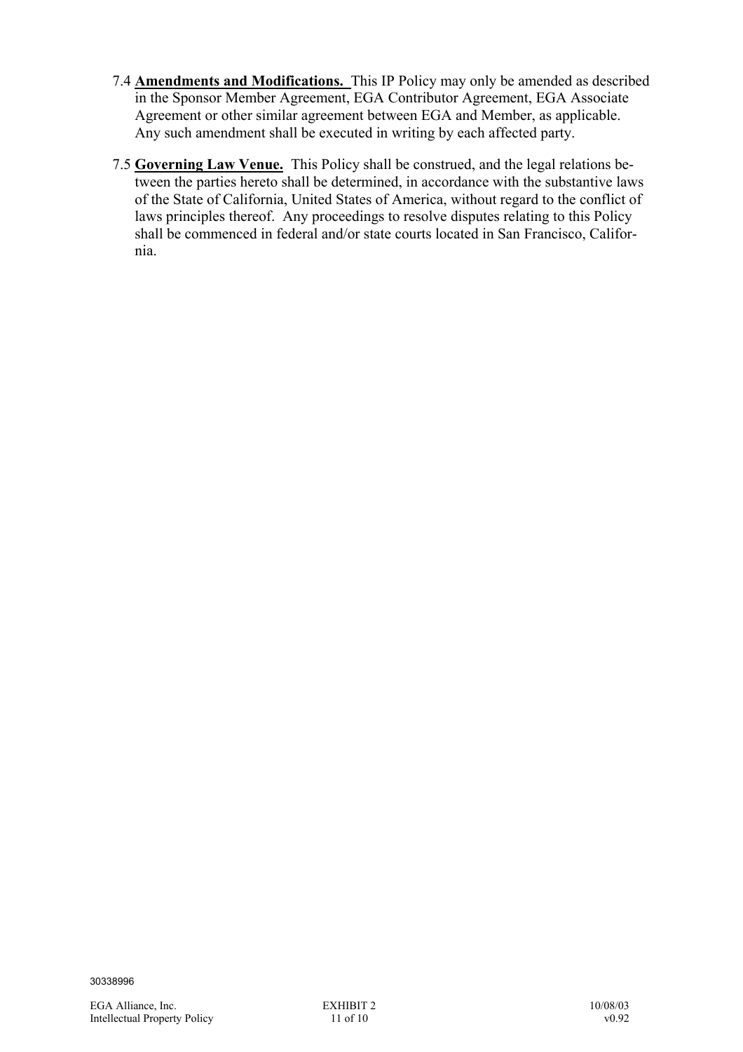7.4 **Amendments and Modifications.** This IP Policy may only be amended as described in the Sponsor Member Agreement, EGA Contributor Agreement, EGA Associate Agreement or other similar agreement between EGA and Member, as applicable. Any such amendment shall be executed in writing by each affected party.

7.5 **Governing Law Venue.** This Policy shall be construed, and the legal relations between the parties hereto shall be determined, in accordance with the substantive laws of the State of California, United States of America, without regard to the conflict of laws principles thereof. Any proceedings to resolve disputes relating to this Policy shall be commenced in federal and/or state courts located in San Francisco, California.